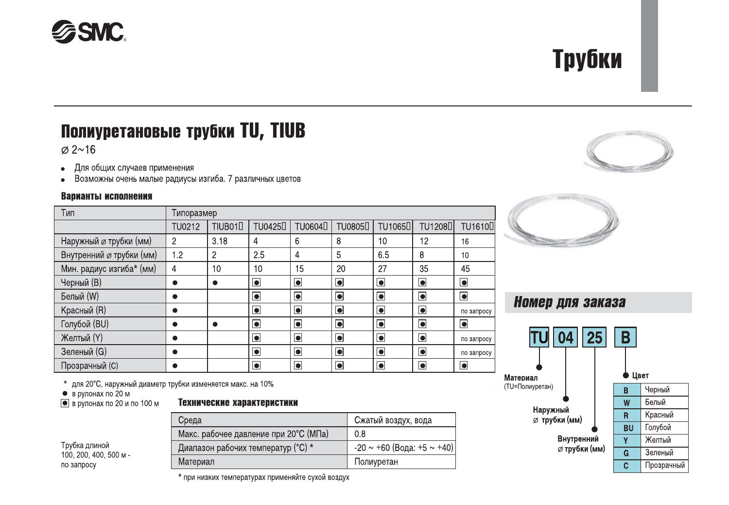# Трубки

## Полиуретановые трубки TU, TIUB

⌀ 2~16

- Для общих случаев применения
- Возможны очень малые радиусы изгиба. 7 различных цветов

### Варианты исполнения

| Тип | Типоразмер | | | | | | | |
|---|---|---|---|---|---|---|---|---|
| | TU0212 | TIUB01□ | TU0425□ | TU0604□ | TU0805□ | TU1065□ | TU1208□ | TU1610□ |
| Наружный ⌀ трубки (мм) | 2 | 3.18 | 4 | 6 | 8 | 10 | 12 | 16 |
| Внутренний ⌀ трубки (мм) | 1.2 | 2 | 2.5 | 4 | 5 | 6.5 | 8 | 10 |
| Мин. радиус изгиба* (мм) | 4 | 10 | 10 | 15 | 20 | 27 | 35 | 45 |
| Черный (B) | ● | ● | ◙ | ◙ | ◙ | ◙ | ◙ | ◙ |
| Белый (W) | ● | | ◙ | ◙ | ◙ | ◙ | ◙ | ◙ |
| Красный (R) | ● | | ◙ | ◙ | ◙ | ◙ | ◙ | по запросу |
| Голубой (BU) | ● | ● | ◙ | ◙ | ◙ | ◙ | ◙ | ◙ |
| Желтый (Y) | ● | | ◙ | ◙ | ◙ | ◙ | ◙ | по запросу |
| Зеленый (G) | ● | | ◙ | ◙ | ◙ | ◙ | ◙ | по запросу |
| Прозрачный (C) | ● | | ◙ | ◙ | ◙ | ◙ | ◙ | ◙ |

\* для 20°C, наружный диаметр трубки изменяется макс. на 10%

● в рулонах по 20 м

◙ в рулонах по 20 и по 100 м

Трубка длиной 100, 200, 400, 500 м - по запросу

### Технические характеристики

| Среда | Сжатый воздух, вода |
|---|---|
| Макс. рабочее давление при 20°C (МПа) | 0.8 |
| Диапазон рабочих температур (°C) * | -20 ~ +60 (Вода: +5 ~ +40) |
| Материал | Полиуретан |

\* при низких температурах применяйте сухой воздух

### Номер для заказа

**TU 04 25 B**

- **TU** — Материал (TU=Полиуретан)
- **04** — Наружный ⌀ трубки (мм)
- **25** — Внутренний ⌀ трубки (мм)
- **B** — Цвет

| Цвет | |
|---|---|
| B | Черный |
| W | Белый |
| R | Красный |
| BU | Голубой |
| Y | Желтый |
| G | Зеленый |
| C | Прозрачный |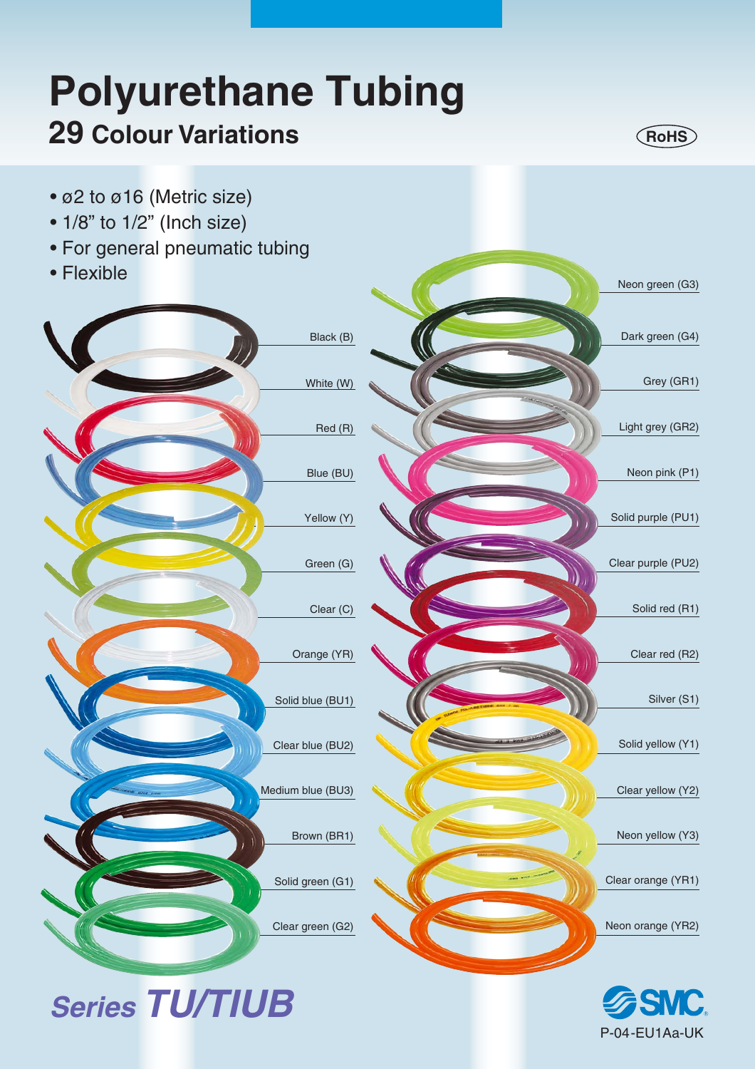# Polyurethane Tubing

## 29 Colour Variations

RoHS

- ø2 to ø16 (Metric size)
- 1/8" to 1/2" (Inch size)
- For general pneumatic tubing
- Flexible

Black (B)
White (W)
Red (R)
Blue (BU)
Yellow (Y)
Green (G)
Clear (C)
Orange (YR)
Solid blue (BU1)
Clear blue (BU2)
Medium blue (BU3)
Brown (BR1)
Solid green (G1)
Clear green (G2)

Neon green (G3)
Dark green (G4)
Grey (GR1)
Light grey (GR2)
Neon pink (P1)
Solid purple (PU1)
Clear purple (PU2)
Solid red (R1)
Clear red (R2)
Silver (S1)
Solid yellow (Y1)
Clear yellow (Y2)
Neon yellow (Y3)
Clear orange (YR1)
Neon orange (YR2)

*Series* ***TU/TIUB***

SMC

P-04-EU1Aa-UK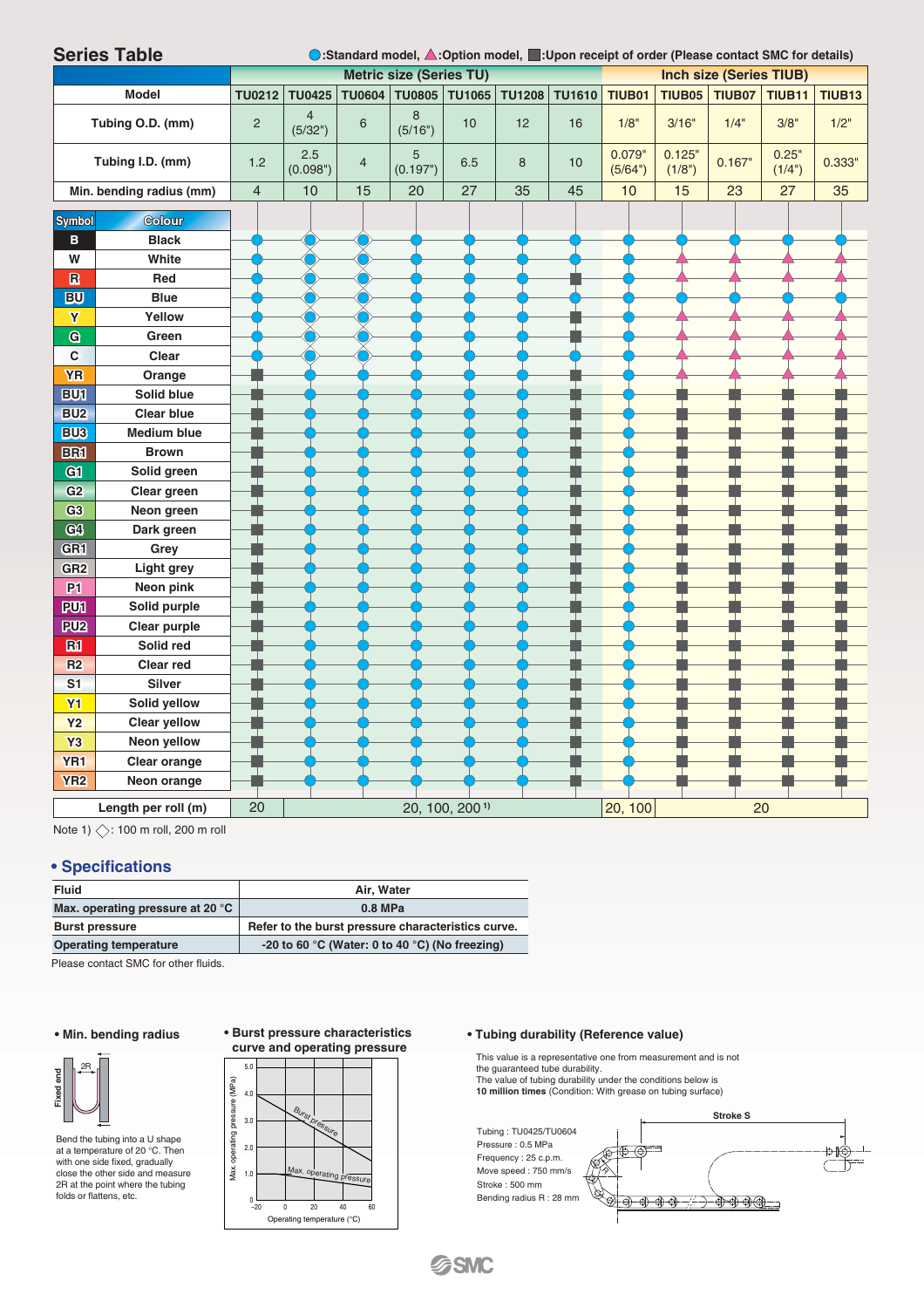## Series Table

●: Standard model, ▲: Option model, ■: Upon receipt of order (Please contact SMC for details)

| Model | Metric size (Series TU) | | | | | | | Inch size (Series TIUB) | | | | |
|---|---|---|---|---|---|---|---|---|---|---|---|---|
| | TU0212 | TU0425 | TU0604 | TU0805 | TU1065 | TU1208 | TU1610 | TIUB01 | TIUB05 | TIUB07 | TIUB11 | TIUB13 |
| Tubing O.D. (mm) | 2 | 4 (5/32") | 6 | 8 (5/16") | 10 | 12 | 16 | 1/8" | 3/16" | 1/4" | 3/8" | 1/2" |
| Tubing I.D. (mm) | 1.2 | 2.5 (0.098") | 4 | 5 (0.197") | 6.5 | 8 | 10 | 0.079" (5/64") | 0.125" (1/8") | 0.167" | 0.25" (1/4") | 0.333" |
| Min. bending radius (mm) | 4 | 10 | 15 | 20 | 27 | 35 | 45 | 10 | 15 | 23 | 27 | 35 |

| Symbol | Colour | TU0212 | TU0425 | TU0604 | TU0805 | TU1065 | TU1208 | TU1610 | TIUB01 | TIUB05 | TIUB07 | TIUB11 | TIUB13 |
|---|---|---|---|---|---|---|---|---|---|---|---|---|---|
| B | Black | ● | ●◇ | ●◇ | ● | ● | ● | ● | ● | ● | ● | ● | ● |
| W | White | ● | ●◇ | ●◇ | ● | ● | ● | ● | ● | ▲ | ▲ | ▲ | ▲ |
| R | Red | ● | ●◇ | ●◇ | ● | ● | ● | ■ | ● | ▲ | ▲ | ▲ | ▲ |
| BU | Blue | ● | ●◇ | ●◇ | ● | ● | ● | ● | ● | ● | ● | ● | ● |
| Y | Yellow | ● | ●◇ | ●◇ | ● | ● | ● | ■ | ● | ▲ | ▲ | ▲ | ▲ |
| G | Green | ● | ●◇ | ●◇ | ● | ● | ● | ■ | ● | ▲ | ▲ | ▲ | ▲ |
| C | Clear | ● | ●◇ | ●◇ | ● | ● | ● | ● | ● | ▲ | ▲ | ▲ | ▲ |
| YR | Orange | ■ | ● | ● | ● | ● | ● | ■ | ● | ▲ | ▲ | ▲ | ▲ |
| BU1 | Solid blue | ■ | ● | ● | ● | ● | ● | ■ | ● | ■ | ■ | ■ | ■ |
| BU2 | Clear blue | ■ | ● | ● | ● | ● | ● | ■ | ● | ■ | ■ | ■ | ■ |
| BU3 | Medium blue | ■ | ● | ● | ● | ● | ● | ■ | ● | ■ | ■ | ■ | ■ |
| BR1 | Brown | ■ | ● | ● | ● | ● | ● | ■ | ● | ■ | ■ | ■ | ■ |
| G1 | Solid green | ■ | ● | ● | ● | ● | ● | ■ | ● | ■ | ■ | ■ | ■ |
| G2 | Clear green | ■ | ● | ● | ● | ● | ● | ■ | ● | ■ | ■ | ■ | ■ |
| G3 | Neon green | ■ | ● | ● | ● | ● | ● | ■ | ● | ■ | ■ | ■ | ■ |
| G4 | Dark green | ■ | ● | ● | ● | ● | ● | ■ | ● | ■ | ■ | ■ | ■ |
| GR1 | Grey | ■ | ● | ● | ● | ● | ● | ■ | ● | ■ | ■ | ■ | ■ |
| GR2 | Light grey | ■ | ● | ● | ● | ● | ● | ■ | ● | ■ | ■ | ■ | ■ |
| P1 | Neon pink | ■ | ● | ● | ● | ● | ● | ■ | ● | ■ | ■ | ■ | ■ |
| PU1 | Solid purple | ■ | ● | ● | ● | ● | ● | ■ | ● | ■ | ■ | ■ | ■ |
| PU2 | Clear purple | ■ | ● | ● | ● | ● | ● | ■ | ● | ■ | ■ | ■ | ■ |
| R1 | Solid red | ■ | ● | ● | ● | ● | ● | ■ | ● | ■ | ■ | ■ | ■ |
| R2 | Clear red | ■ | ● | ● | ● | ● | ● | ■ | ● | ■ | ■ | ■ | ■ |
| S1 | Silver | ■ | ● | ● | ● | ● | ● | ■ | ● | ■ | ■ | ■ | ■ |
| Y1 | Solid yellow | ■ | ● | ● | ● | ● | ● | ■ | ● | ■ | ■ | ■ | ■ |
| Y2 | Clear yellow | ■ | ● | ● | ● | ● | ● | ■ | ● | ■ | ■ | ■ | ■ |
| Y3 | Neon yellow | ■ | ● | ● | ● | ● | ● | ■ | ● | ■ | ■ | ■ | ■ |
| YR1 | Clear orange | ■ | ● | ● | ● | ● | ● | ■ | ● | ■ | ■ | ■ | ■ |
| YR2 | Neon orange | ■ | ● | ● | ● | ● | ● | ■ | ● | ■ | ■ | ■ | ■ |
| Length per roll (m) | | 20 | 20, 100, 200 1) | | | | | | 20, 100 | 20 | | | |

Note 1) ◇: 100 m roll, 200 m roll

## • Specifications

| Fluid | Air, Water |
|---|---|
| Max. operating pressure at 20 °C | 0.8 MPa |
| Burst pressure | Refer to the burst pressure characteristics curve. |
| Operating temperature | -20 to 60 °C (Water: 0 to 40 °C) (No freezing) |

Please contact SMC for other fluids.

### • Min. bending radius

Bend the tubing into a U shape at a temperature of 20 °C. Then with one side fixed, gradually close the other side and measure 2R at the point where the tubing folds or flattens, etc.

### • Burst pressure characteristics curve and operating pressure

### • Tubing durability (Reference value)

This value is a representative one from measurement and is not the guaranteed tube durability.
The value of tubing durability under the conditions below is **10 million times** (Condition: With grease on tubing surface)

Tubing : TU0425/TU0604
Pressure : 0.5 MPa
Frequency : 25 c.p.m.
Move speed : 750 mm/s
Stroke : 500 mm
Bending radius R : 28 mm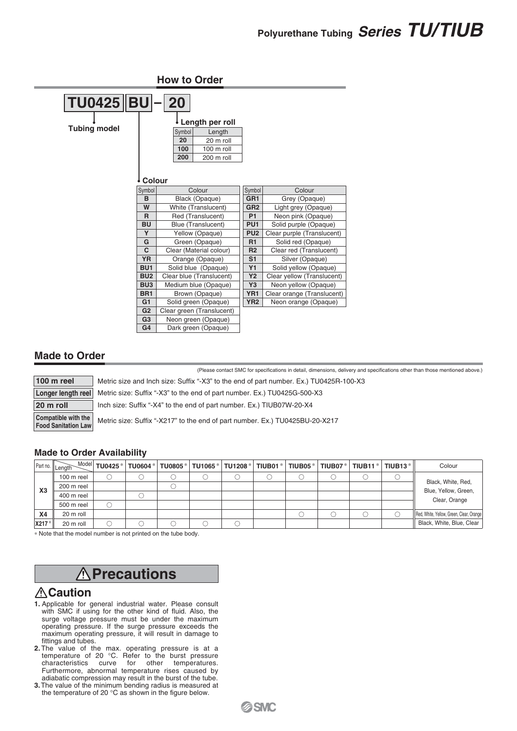# Polyurethane Tubing *Series TU/TIUB*

## How to Order

**TU0425 BU – 20**

- **Tubing model**: TU0425
- **Colour**: BU
- **Length per roll**: 20

**Length per roll**

| Symbol | Length |
|---|---|
| 20 | 20 m roll |
| 100 | 100 m roll |
| 200 | 200 m roll |

**Colour**

| Symbol | Colour |
|---|---|
| B | Black (Opaque) |
| W | White (Translucent) |
| R | Red (Translucent) |
| BU | Blue (Translucent) |
| Y | Yellow (Opaque) |
| G | Green (Opaque) |
| C | Clear (Material colour) |
| YR | Orange (Opaque) |
| BU1 | Solid blue (Opaque) |
| BU2 | Clear blue (Translucent) |
| BU3 | Medium blue (Opaque) |
| BR1 | Brown (Opaque) |
| G1 | Solid green (Opaque) |
| G2 | Clear green (Translucent) |
| G3 | Neon green (Opaque) |
| G4 | Dark green (Opaque) |
| GR1 | Grey (Opaque) |
| GR2 | Light grey (Opaque) |
| P1 | Neon pink (Opaque) |
| PU1 | Solid purple (Opaque) |
| PU2 | Clear purple (Translucent) |
| R1 | Solid red (Opaque) |
| R2 | Clear red (Translucent) |
| S1 | Silver (Opaque) |
| Y1 | Solid yellow (Opaque) |
| Y2 | Clear yellow (Translucent) |
| Y3 | Neon yellow (Opaque) |
| YR1 | Clear orange (Translucent) |
| YR2 | Neon orange (Opaque) |

## Made to Order

(Please contact SMC for specifications in detail, dimensions, delivery and specifications other than those mentioned above.)

| | |
|---|---|
| **100 m reel** | Metric size and Inch size: Suffix "-X3" to the end of part number. Ex.) TU0425R-100-X3 |
| **Longer length reel** | Metric size: Suffix "-X3" to the end of part number. Ex.) TU0425G-500-X3 |
| **20 m roll** | Inch size: Suffix "-X4" to the end of part number. Ex.) TIUB07W-20-X4 |
| **Compatible with the Food Sanitation Law** | Metric size: Suffix "-X217" to the end of part number. Ex.) TU0425BU-20-X217 |

### Made to Order Availability

| Part no. | Length \ Model | TU0425* | TU0604* | TU0805* | TU1065* | TU1208* | TIUB01* | TIUB05* | TIUB07* | TIUB11* | TIUB13* | Colour |
|---|---|---|---|---|---|---|---|---|---|---|---|---|
| X3 | 100 m reel | ○ | ○ | ○ | ○ | ○ | ○ | ○ | ○ | ○ | ○ | Black, White, Red, Blue, Yellow, Green, Clear, Orange |
| | 200 m reel | | | ○ | | | | | | | | |
| | 400 m reel | | ○ | | | | | | | | | |
| | 500 m reel | ○ | | | | | | | | | | |
| X4 | 20 m roll | | | | | | | ○ | ○ | ○ | ○ | Red, White, Yellow, Green, Clear, Orange |
| X217* | 20 m roll | ○ | ○ | ○ | ○ | ○ | | | | | | Black, White, Blue, Clear |

* Note that the model number is not printed on the tube body.

## ⚠Precautions

### ⚠Caution

1. Applicable for general industrial water. Please consult with SMC if using for the other kind of fluid. Also, the surge voltage pressure must be under the maximum operating pressure. If the surge pressure exceeds the maximum operating pressure, it will result in damage to fittings and tubes.
2. The value of the max. operating pressure is at a temperature of 20 °C. Refer to the burst pressure characteristics curve for other temperatures. Furthermore, abnormal temperature rises caused by adiabatic compression may result in the burst of the tube.
3. The value of the minimum bending radius is measured at the temperature of 20 °C as shown in the figure below.